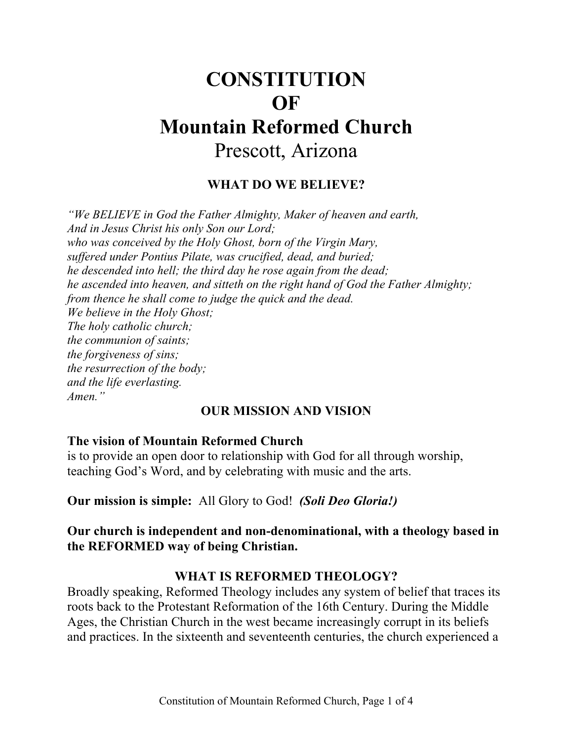# CONSTITUTION OF Mountain Reformed Church

Prescott, Arizona

## WHAT DO WE BELIEVE?

*"We BELIEVE in God the Father Almighty, Maker of heaven and earth,*
*And in Jesus Christ his only Son our Lord;*
*who was conceived by the Holy Ghost, born of the Virgin Mary,*
*suffered under Pontius Pilate, was crucified, dead, and buried;*
*he descended into hell; the third day he rose again from the dead;*
*he ascended into heaven, and sitteth on the right hand of God the Father Almighty;*
*from thence he shall come to judge the quick and the dead.*
*We believe in the Holy Ghost;*
*The holy catholic church;*
*the communion of saints;*
*the forgiveness of sins;*
*the resurrection of the body;*
*and the life everlasting.*
*Amen."*

## OUR MISSION AND VISION

**The vision of Mountain Reformed Church**
is to provide an open door to relationship with God for all through worship, teaching God's Word, and by celebrating with music and the arts.

**Our mission is simple:** All Glory to God! ***(Soli Deo Gloria!)***

**Our church is independent and non-denominational, with a theology based in the REFORMED way of being Christian.**

## WHAT IS REFORMED THEOLOGY?

Broadly speaking, Reformed Theology includes any system of belief that traces its roots back to the Protestant Reformation of the 16th Century. During the Middle Ages, the Christian Church in the west became increasingly corrupt in its beliefs and practices. In the sixteenth and seventeenth centuries, the church experienced a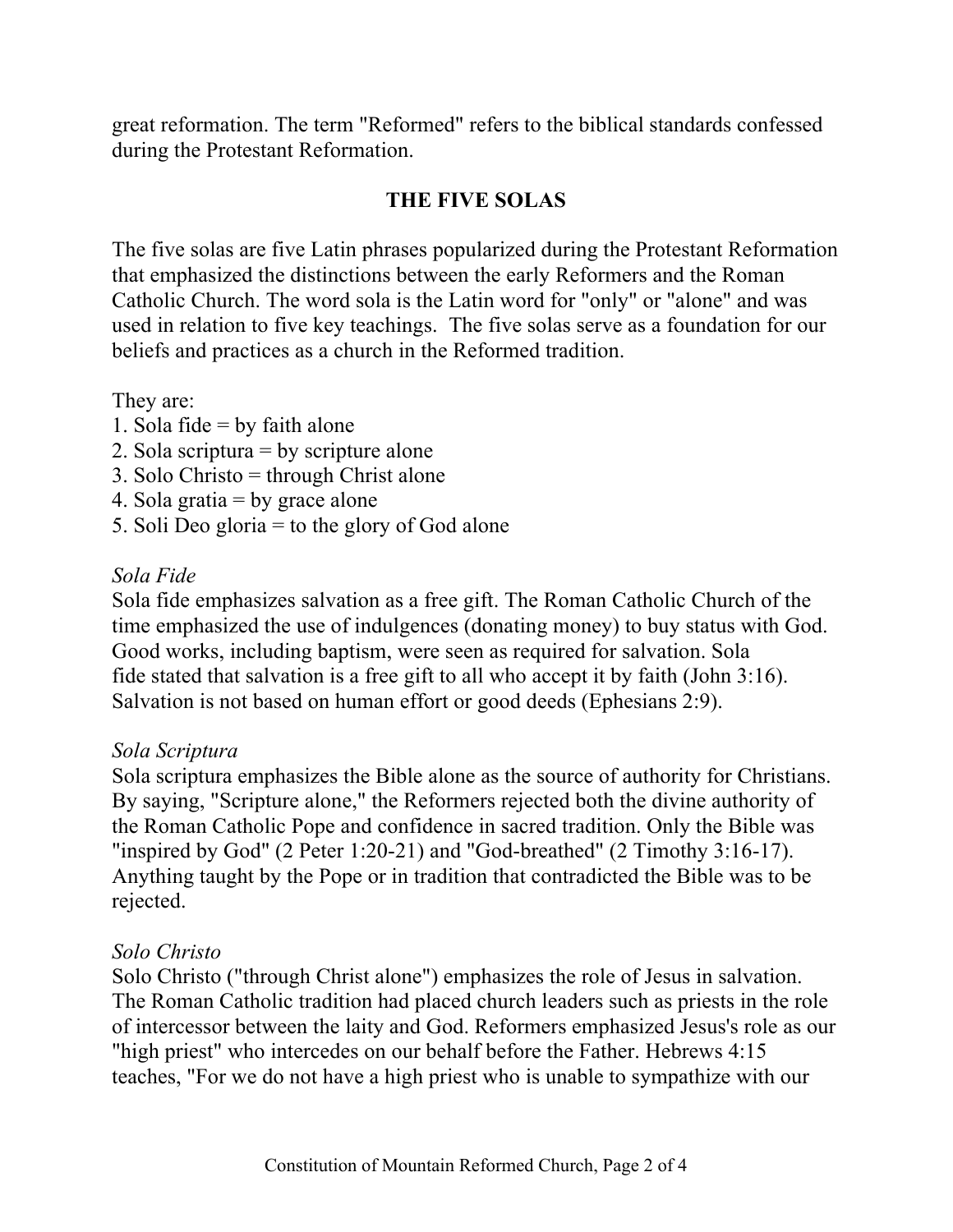great reformation. The term "Reformed" refers to the biblical standards confessed during the Protestant Reformation.

## THE FIVE SOLAS

The five solas are five Latin phrases popularized during the Protestant Reformation that emphasized the distinctions between the early Reformers and the Roman Catholic Church. The word sola is the Latin word for "only" or "alone" and was used in relation to five key teachings.  The five solas serve as a foundation for our beliefs and practices as a church in the Reformed tradition.

They are:
1. Sola fide = by faith alone
2. Sola scriptura = by scripture alone
3. Solo Christo = through Christ alone
4. Sola gratia = by grace alone
5. Soli Deo gloria = to the glory of God alone

*Sola Fide*

Sola fide emphasizes salvation as a free gift. The Roman Catholic Church of the time emphasized the use of indulgences (donating money) to buy status with God. Good works, including baptism, were seen as required for salvation. Sola fide stated that salvation is a free gift to all who accept it by faith (John 3:16). Salvation is not based on human effort or good deeds (Ephesians 2:9).

*Sola Scriptura*

Sola scriptura emphasizes the Bible alone as the source of authority for Christians. By saying, "Scripture alone," the Reformers rejected both the divine authority of the Roman Catholic Pope and confidence in sacred tradition. Only the Bible was "inspired by God" (2 Peter 1:20-21) and "God-breathed" (2 Timothy 3:16-17). Anything taught by the Pope or in tradition that contradicted the Bible was to be rejected.

*Solo Christo*

Solo Christo ("through Christ alone") emphasizes the role of Jesus in salvation. The Roman Catholic tradition had placed church leaders such as priests in the role of intercessor between the laity and God. Reformers emphasized Jesus's role as our "high priest" who intercedes on our behalf before the Father. Hebrews 4:15 teaches, "For we do not have a high priest who is unable to sympathize with our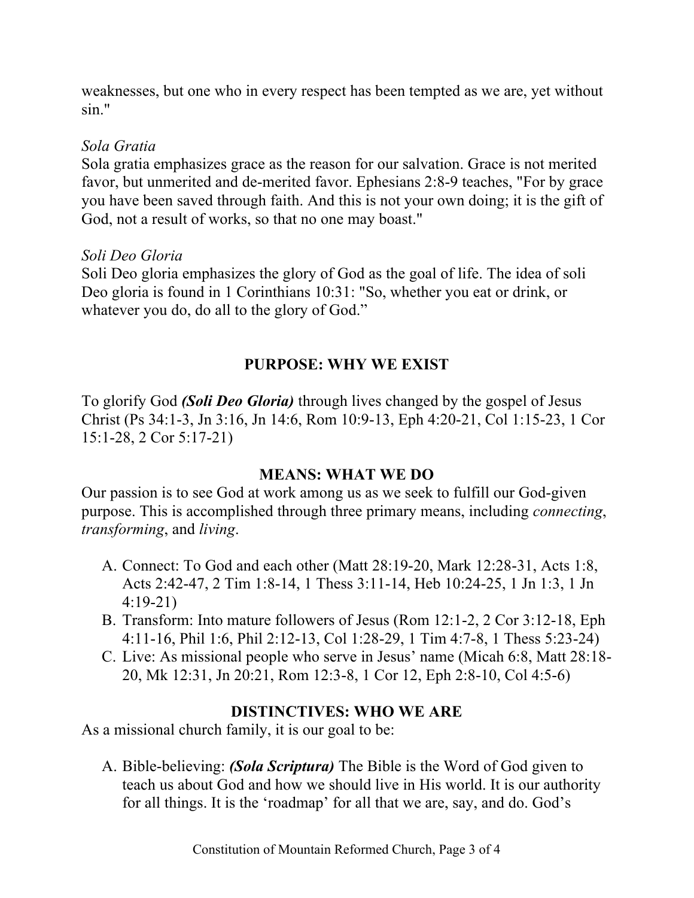weaknesses, but one who in every respect has been tempted as we are, yet without sin."

*Sola Gratia*

Sola gratia emphasizes grace as the reason for our salvation. Grace is not merited favor, but unmerited and de-merited favor. Ephesians 2:8-9 teaches, "For by grace you have been saved through faith. And this is not your own doing; it is the gift of God, not a result of works, so that no one may boast."

*Soli Deo Gloria*

Soli Deo gloria emphasizes the glory of God as the goal of life. The idea of soli Deo gloria is found in 1 Corinthians 10:31: "So, whether you eat or drink, or whatever you do, do all to the glory of God."

## PURPOSE: WHY WE EXIST

To glorify God ***(Soli Deo Gloria)*** through lives changed by the gospel of Jesus Christ (Ps 34:1-3, Jn 3:16, Jn 14:6, Rom 10:9-13, Eph 4:20-21, Col 1:15-23, 1 Cor 15:1-28, 2 Cor 5:17-21)

## MEANS: WHAT WE DO

Our passion is to see God at work among us as we seek to fulfill our God-given purpose. This is accomplished through three primary means, including *connecting*, *transforming*, and *living*.

A. Connect: To God and each other (Matt 28:19-20, Mark 12:28-31, Acts 1:8, Acts 2:42-47, 2 Tim 1:8-14, 1 Thess 3:11-14, Heb 10:24-25, 1 Jn 1:3, 1 Jn 4:19-21)
B. Transform: Into mature followers of Jesus (Rom 12:1-2, 2 Cor 3:12-18, Eph 4:11-16, Phil 1:6, Phil 2:12-13, Col 1:28-29, 1 Tim 4:7-8, 1 Thess 5:23-24)
C. Live: As missional people who serve in Jesus' name (Micah 6:8, Matt 28:18-20, Mk 12:31, Jn 20:21, Rom 12:3-8, 1 Cor 12, Eph 2:8-10, Col 4:5-6)

## DISTINCTIVES: WHO WE ARE

As a missional church family, it is our goal to be:

A. Bible-believing: ***(Sola Scriptura)*** The Bible is the Word of God given to teach us about God and how we should live in His world. It is our authority for all things. It is the 'roadmap' for all that we are, say, and do. God's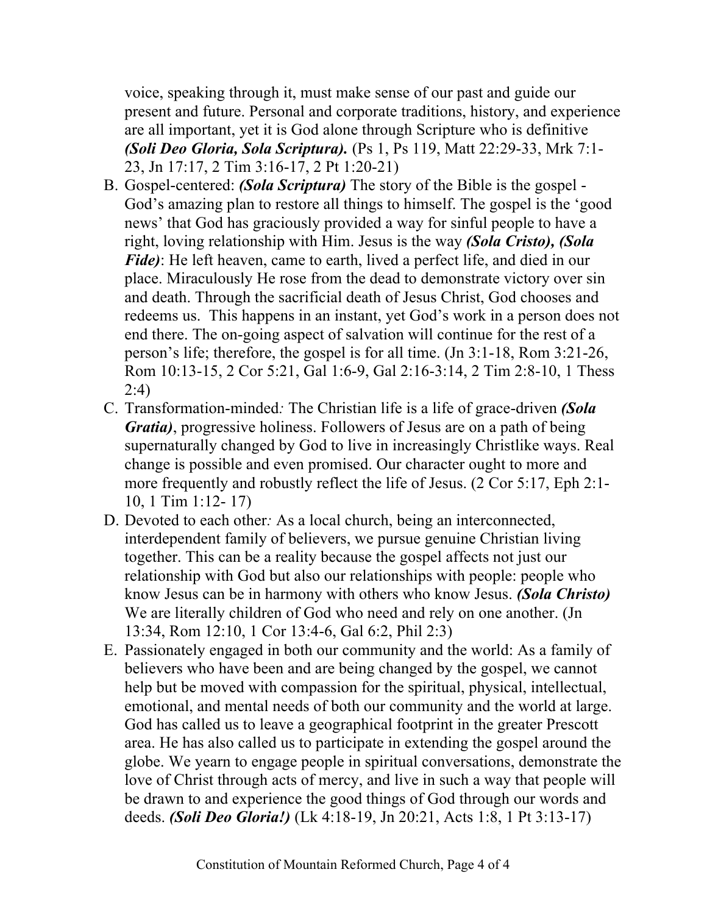voice, speaking through it, must make sense of our past and guide our present and future. Personal and corporate traditions, history, and experience are all important, yet it is God alone through Scripture who is definitive ***(Soli Deo Gloria, Sola Scriptura).*** (Ps 1, Ps 119, Matt 22:29-33, Mrk 7:1-23, Jn 17:17, 2 Tim 3:16-17, 2 Pt 1:20-21)

B. Gospel-centered: ***(Sola Scriptura)*** The story of the Bible is the gospel - God's amazing plan to restore all things to himself. The gospel is the 'good news' that God has graciously provided a way for sinful people to have a right, loving relationship with Him. Jesus is the way ***(Sola Cristo), (Sola Fide)***: He left heaven, came to earth, lived a perfect life, and died in our place. Miraculously He rose from the dead to demonstrate victory over sin and death. Through the sacrificial death of Jesus Christ, God chooses and redeems us. This happens in an instant, yet God's work in a person does not end there. The on-going aspect of salvation will continue for the rest of a person's life; therefore, the gospel is for all time. (Jn 3:1-18, Rom 3:21-26, Rom 10:13-15, 2 Cor 5:21, Gal 1:6-9, Gal 2:16-3:14, 2 Tim 2:8-10, 1 Thess 2:4)

C. Transformation-minded*:* The Christian life is a life of grace-driven ***(Sola Gratia)***, progressive holiness. Followers of Jesus are on a path of being supernaturally changed by God to live in increasingly Christlike ways. Real change is possible and even promised. Our character ought to more and more frequently and robustly reflect the life of Jesus. (2 Cor 5:17, Eph 2:1-10, 1 Tim 1:12- 17)

D. Devoted to each other*:* As a local church, being an interconnected, interdependent family of believers, we pursue genuine Christian living together. This can be a reality because the gospel affects not just our relationship with God but also our relationships with people: people who know Jesus can be in harmony with others who know Jesus. ***(Sola Christo)*** We are literally children of God who need and rely on one another. (Jn 13:34, Rom 12:10, 1 Cor 13:4-6, Gal 6:2, Phil 2:3)

E. Passionately engaged in both our community and the world: As a family of believers who have been and are being changed by the gospel, we cannot help but be moved with compassion for the spiritual, physical, intellectual, emotional, and mental needs of both our community and the world at large. God has called us to leave a geographical footprint in the greater Prescott area. He has also called us to participate in extending the gospel around the globe. We yearn to engage people in spiritual conversations, demonstrate the love of Christ through acts of mercy, and live in such a way that people will be drawn to and experience the good things of God through our words and deeds. ***(Soli Deo Gloria!)*** (Lk 4:18-19, Jn 20:21, Acts 1:8, 1 Pt 3:13-17)